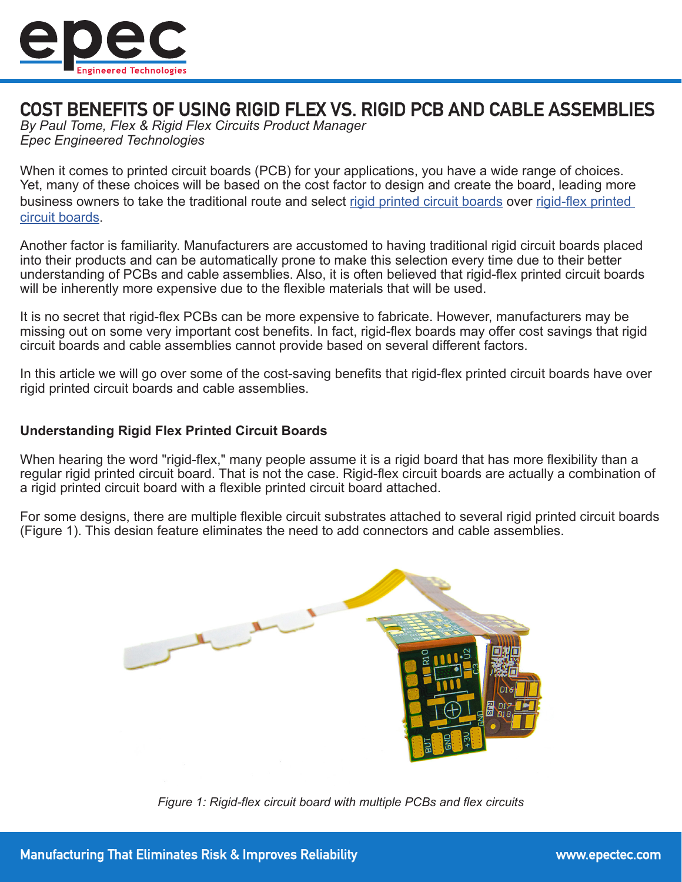# COST BENEFITS OF USING RIGID FLEX VS. RIGID PCB AND CABLE ASSEMBLIES

*By Paul Tome, Flex & Rigid Flex Circuits Product Manager*
*Epec Engineered Technologies*

When it comes to printed circuit boards (PCB) for your applications, you have a wide range of choices. Yet, many of these choices will be based on the cost factor to design and create the board, leading more business owners to take the traditional route and select rigid printed circuit boards over rigid-flex printed circuit boards.

Another factor is familiarity. Manufacturers are accustomed to having traditional rigid circuit boards placed into their products and can be automatically prone to make this selection every time due to their better understanding of PCBs and cable assemblies. Also, it is often believed that rigid-flex printed circuit boards will be inherently more expensive due to the flexible materials that will be used.

It is no secret that rigid-flex PCBs can be more expensive to fabricate. However, manufacturers may be missing out on some very important cost benefits. In fact, rigid-flex boards may offer cost savings that rigid circuit boards and cable assemblies cannot provide based on several different factors.

In this article we will go over some of the cost-saving benefits that rigid-flex printed circuit boards have over rigid printed circuit boards and cable assemblies.

## Understanding Rigid Flex Printed Circuit Boards

When hearing the word "rigid-flex," many people assume it is a rigid board that has more flexibility than a regular rigid printed circuit board. That is not the case. Rigid-flex circuit boards are actually a combination of a rigid printed circuit board with a flexible printed circuit board attached.

For some designs, there are multiple flexible circuit substrates attached to several rigid printed circuit boards (Figure 1). This design feature eliminates the need to add connectors and cable assemblies.

*Figure 1: Rigid-flex circuit board with multiple PCBs and flex circuits*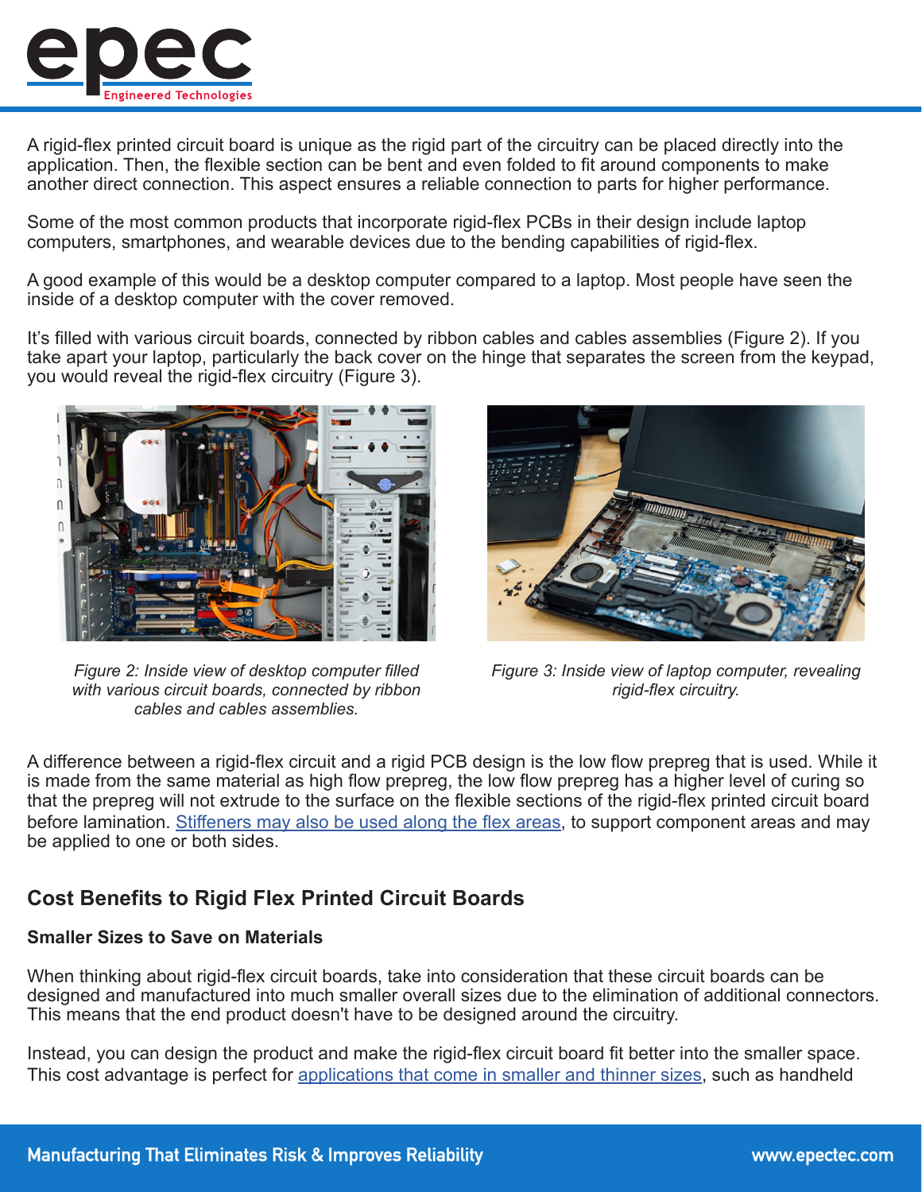A rigid-flex printed circuit board is unique as the rigid part of the circuitry can be placed directly into the application. Then, the flexible section can be bent and even folded to fit around components to make another direct connection. This aspect ensures a reliable connection to parts for higher performance.

Some of the most common products that incorporate rigid-flex PCBs in their design include laptop computers, smartphones, and wearable devices due to the bending capabilities of rigid-flex.

A good example of this would be a desktop computer compared to a laptop. Most people have seen the inside of a desktop computer with the cover removed.

It's filled with various circuit boards, connected by ribbon cables and cables assemblies (Figure 2). If you take apart your laptop, particularly the back cover on the hinge that separates the screen from the keypad, you would reveal the rigid-flex circuitry (Figure 3).

*Figure 2: Inside view of desktop computer filled with various circuit boards, connected by ribbon cables and cables assemblies.*

*Figure 3: Inside view of laptop computer, revealing rigid-flex circuitry.*

A difference between a rigid-flex circuit and a rigid PCB design is the low flow prepreg that is used. While it is made from the same material as high flow prepreg, the low flow prepreg has a higher level of curing so that the prepreg will not extrude to the surface on the flexible sections of the rigid-flex printed circuit board before lamination. Stiffeners may also be used along the flex areas, to support component areas and may be applied to one or both sides.

## Cost Benefits to Rigid Flex Printed Circuit Boards

### Smaller Sizes to Save on Materials

When thinking about rigid-flex circuit boards, take into consideration that these circuit boards can be designed and manufactured into much smaller overall sizes due to the elimination of additional connectors. This means that the end product doesn't have to be designed around the circuitry.

Instead, you can design the product and make the rigid-flex circuit board fit better into the smaller space. This cost advantage is perfect for applications that come in smaller and thinner sizes, such as handheld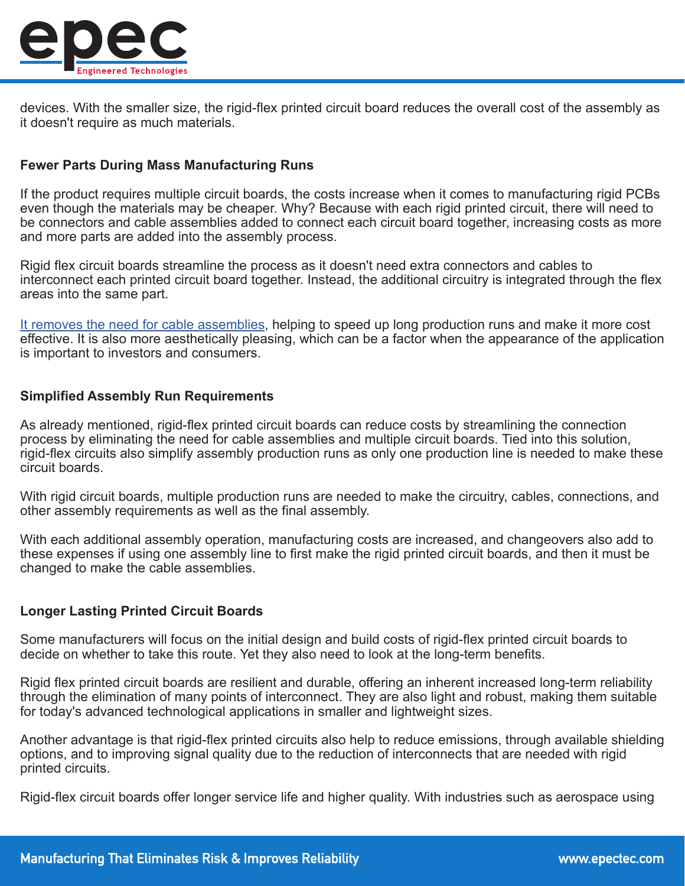devices. With the smaller size, the rigid-flex printed circuit board reduces the overall cost of the assembly as it doesn't require as much materials.

### Fewer Parts During Mass Manufacturing Runs

If the product requires multiple circuit boards, the costs increase when it comes to manufacturing rigid PCBs even though the materials may be cheaper. Why? Because with each rigid printed circuit, there will need to be connectors and cable assemblies added to connect each circuit board together, increasing costs as more and more parts are added into the assembly process.

Rigid flex circuit boards streamline the process as it doesn't need extra connectors and cables to interconnect each printed circuit board together. Instead, the additional circuitry is integrated through the flex areas into the same part.

It removes the need for cable assemblies, helping to speed up long production runs and make it more cost effective. It is also more aesthetically pleasing, which can be a factor when the appearance of the application is important to investors and consumers.

### Simplified Assembly Run Requirements

As already mentioned, rigid-flex printed circuit boards can reduce costs by streamlining the connection process by eliminating the need for cable assemblies and multiple circuit boards. Tied into this solution, rigid-flex circuits also simplify assembly production runs as only one production line is needed to make these circuit boards.

With rigid circuit boards, multiple production runs are needed to make the circuitry, cables, connections, and other assembly requirements as well as the final assembly.

With each additional assembly operation, manufacturing costs are increased, and changeovers also add to these expenses if using one assembly line to first make the rigid printed circuit boards, and then it must be changed to make the cable assemblies.

### Longer Lasting Printed Circuit Boards

Some manufacturers will focus on the initial design and build costs of rigid-flex printed circuit boards to decide on whether to take this route. Yet they also need to look at the long-term benefits.

Rigid flex printed circuit boards are resilient and durable, offering an inherent increased long-term reliability through the elimination of many points of interconnect. They are also light and robust, making them suitable for today's advanced technological applications in smaller and lightweight sizes.

Another advantage is that rigid-flex printed circuits also help to reduce emissions, through available shielding options, and to improving signal quality due to the reduction of interconnects that are needed with rigid printed circuits.

Rigid-flex circuit boards offer longer service life and higher quality. With industries such as aerospace using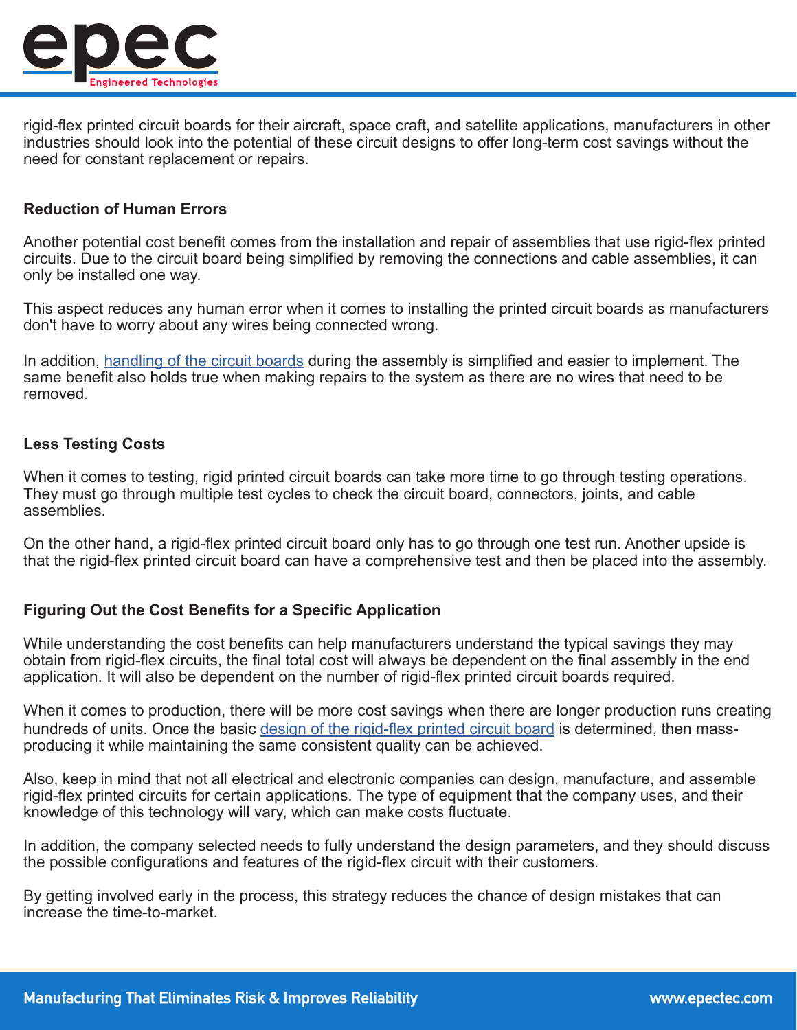rigid-flex printed circuit boards for their aircraft, space craft, and satellite applications, manufacturers in other industries should look into the potential of these circuit designs to offer long-term cost savings without the need for constant replacement or repairs.

### Reduction of Human Errors

Another potential cost benefit comes from the installation and repair of assemblies that use rigid-flex printed circuits. Due to the circuit board being simplified by removing the connections and cable assemblies, it can only be installed one way.

This aspect reduces any human error when it comes to installing the printed circuit boards as manufacturers don't have to worry about any wires being connected wrong.

In addition, handling of the circuit boards during the assembly is simplified and easier to implement. The same benefit also holds true when making repairs to the system as there are no wires that need to be removed.

### Less Testing Costs

When it comes to testing, rigid printed circuit boards can take more time to go through testing operations. They must go through multiple test cycles to check the circuit board, connectors, joints, and cable assemblies.

On the other hand, a rigid-flex printed circuit board only has to go through one test run. Another upside is that the rigid-flex printed circuit board can have a comprehensive test and then be placed into the assembly.

### Figuring Out the Cost Benefits for a Specific Application

While understanding the cost benefits can help manufacturers understand the typical savings they may obtain from rigid-flex circuits, the final total cost will always be dependent on the final assembly in the end application. It will also be dependent on the number of rigid-flex printed circuit boards required.

When it comes to production, there will be more cost savings when there are longer production runs creating hundreds of units. Once the basic design of the rigid-flex printed circuit board is determined, then mass-producing it while maintaining the same consistent quality can be achieved.

Also, keep in mind that not all electrical and electronic companies can design, manufacture, and assemble rigid-flex printed circuits for certain applications. The type of equipment that the company uses, and their knowledge of this technology will vary, which can make costs fluctuate.

In addition, the company selected needs to fully understand the design parameters, and they should discuss the possible configurations and features of the rigid-flex circuit with their customers.

By getting involved early in the process, this strategy reduces the chance of design mistakes that can increase the time-to-market.